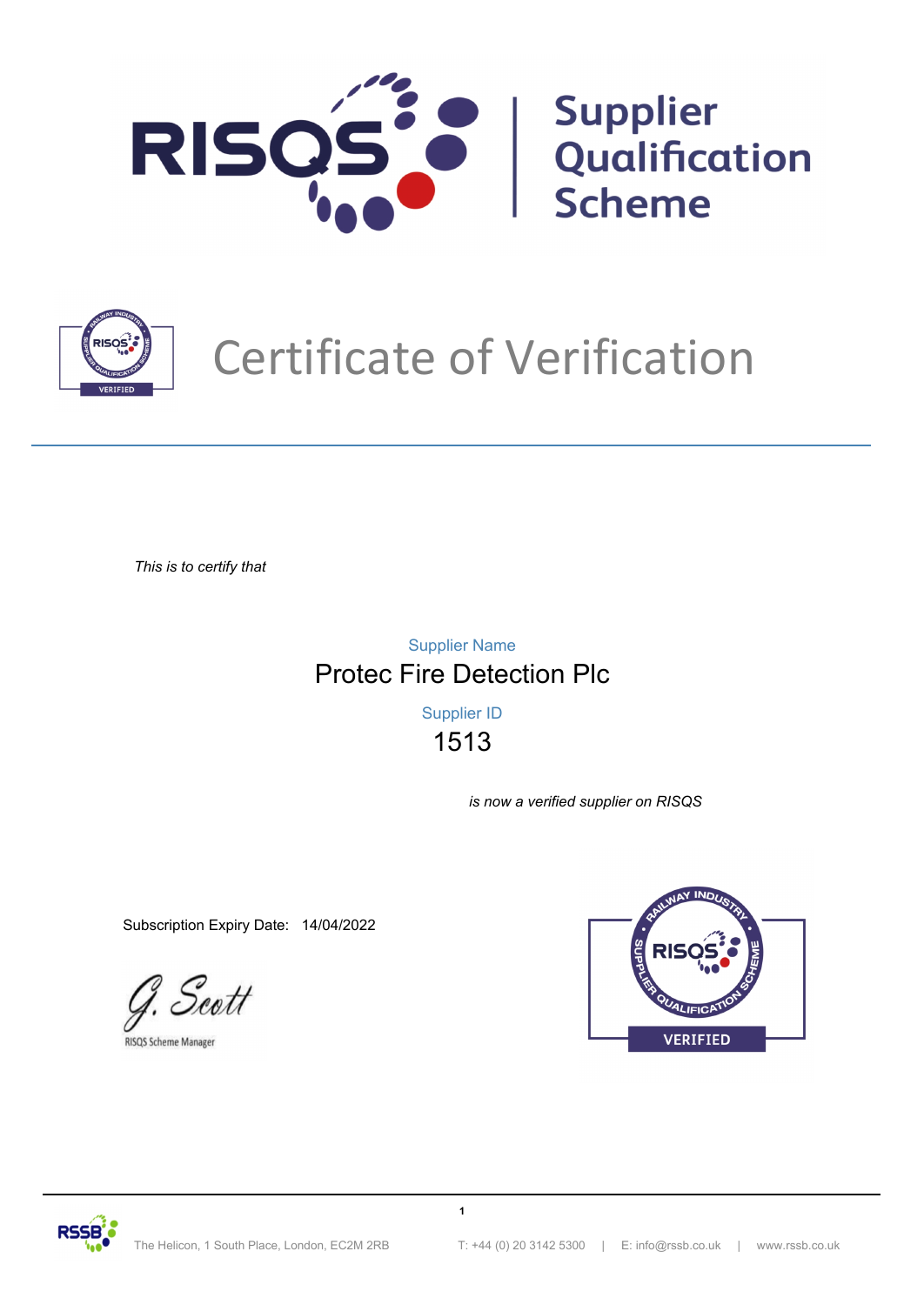# RISQS | Supplier Qualification Scheme

## Certificate of Verification

*This is to certify that*

Supplier Name

**Protec Fire Detection Plc**

Supplier ID

**1513**

*is now a verified supplier on RISQS*

Subscription Expiry Date: 14/04/2022

G. Scott

RISQS Scheme Manager

VERIFIED

The Helicon, 1 South Place, London, EC2M 2RB | T: +44 (0) 20 3142 5300 | E: info@rssb.co.uk | www.rssb.co.uk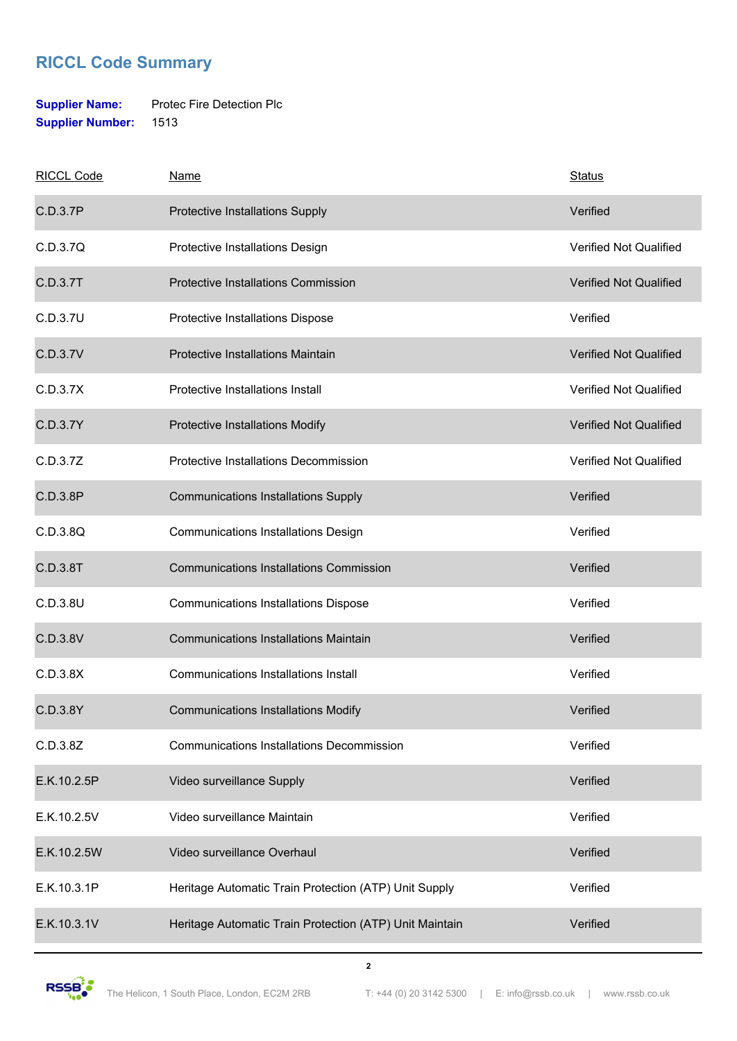## RICCL Code Summary

**Supplier Name:** Protec Fire Detection Plc
**Supplier Number:** 1513

| RICCL Code | Name | Status |
|---|---|---|
| C.D.3.7P | Protective Installations Supply | Verified |
| C.D.3.7Q | Protective Installations Design | Verified Not Qualified |
| C.D.3.7T | Protective Installations Commission | Verified Not Qualified |
| C.D.3.7U | Protective Installations Dispose | Verified |
| C.D.3.7V | Protective Installations Maintain | Verified Not Qualified |
| C.D.3.7X | Protective Installations Install | Verified Not Qualified |
| C.D.3.7Y | Protective Installations Modify | Verified Not Qualified |
| C.D.3.7Z | Protective Installations Decommission | Verified Not Qualified |
| C.D.3.8P | Communications Installations Supply | Verified |
| C.D.3.8Q | Communications Installations Design | Verified |
| C.D.3.8T | Communications Installations Commission | Verified |
| C.D.3.8U | Communications Installations Dispose | Verified |
| C.D.3.8V | Communications Installations Maintain | Verified |
| C.D.3.8X | Communications Installations Install | Verified |
| C.D.3.8Y | Communications Installations Modify | Verified |
| C.D.3.8Z | Communications Installations Decommission | Verified |
| E.K.10.2.5P | Video surveillance Supply | Verified |
| E.K.10.2.5V | Video surveillance Maintain | Verified |
| E.K.10.2.5W | Video surveillance Overhaul | Verified |
| E.K.10.3.1P | Heritage Automatic Train Protection (ATP) Unit Supply | Verified |
| E.K.10.3.1V | Heritage Automatic Train Protection (ATP) Unit Maintain | Verified |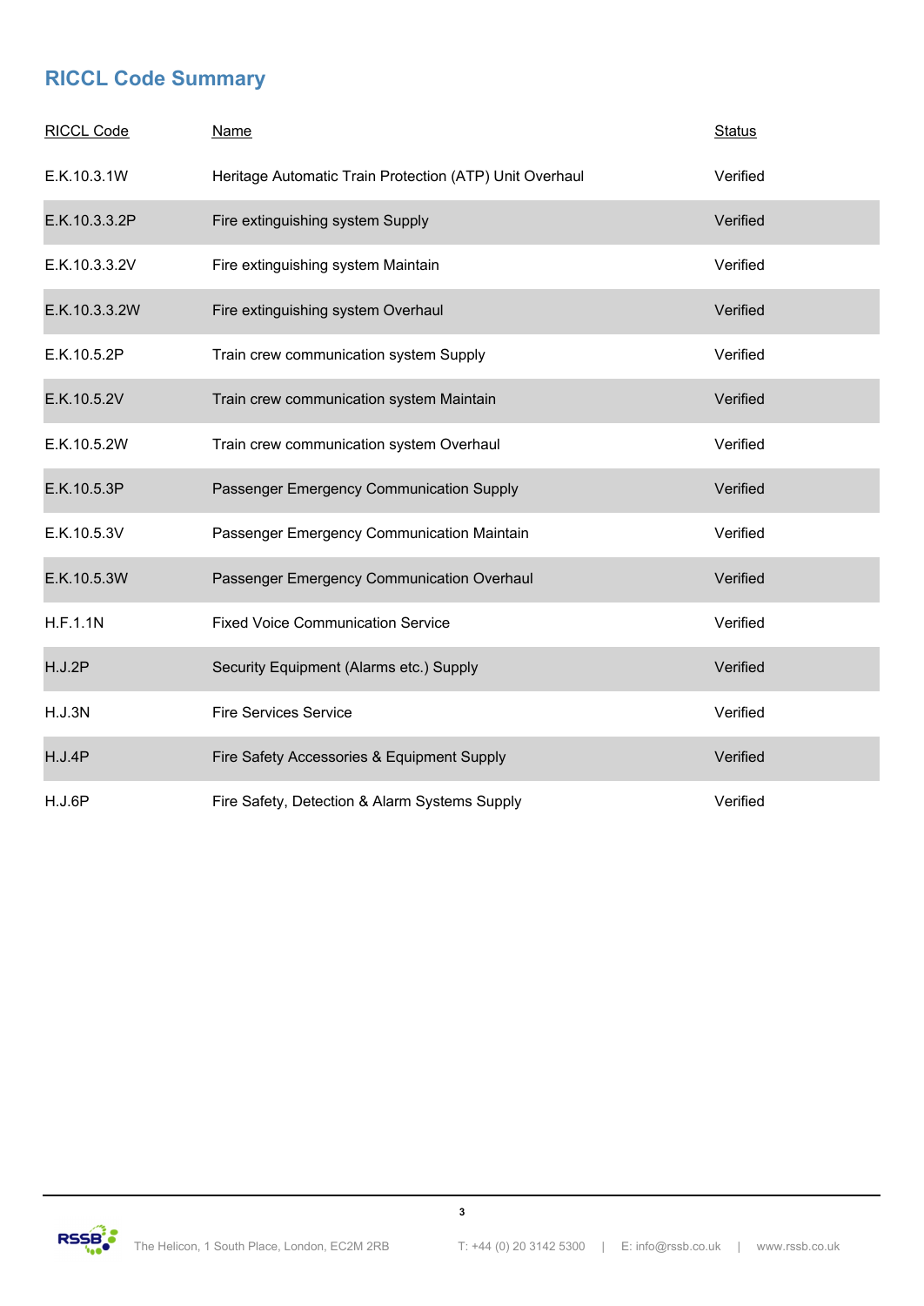## RICCL Code Summary

| RICCL Code | Name | Status |
| --- | --- | --- |
| E.K.10.3.1W | Heritage Automatic Train Protection (ATP) Unit Overhaul | Verified |
| E.K.10.3.3.2P | Fire extinguishing system Supply | Verified |
| E.K.10.3.3.2V | Fire extinguishing system Maintain | Verified |
| E.K.10.3.3.2W | Fire extinguishing system Overhaul | Verified |
| E.K.10.5.2P | Train crew communication system Supply | Verified |
| E.K.10.5.2V | Train crew communication system Maintain | Verified |
| E.K.10.5.2W | Train crew communication system Overhaul | Verified |
| E.K.10.5.3P | Passenger Emergency Communication Supply | Verified |
| E.K.10.5.3V | Passenger Emergency Communication Maintain | Verified |
| E.K.10.5.3W | Passenger Emergency Communication Overhaul | Verified |
| H.F.1.1N | Fixed Voice Communication Service | Verified |
| H.J.2P | Security Equipment (Alarms etc.) Supply | Verified |
| H.J.3N | Fire Services Service | Verified |
| H.J.4P | Fire Safety Accessories & Equipment Supply | Verified |
| H.J.6P | Fire Safety, Detection & Alarm Systems Supply | Verified |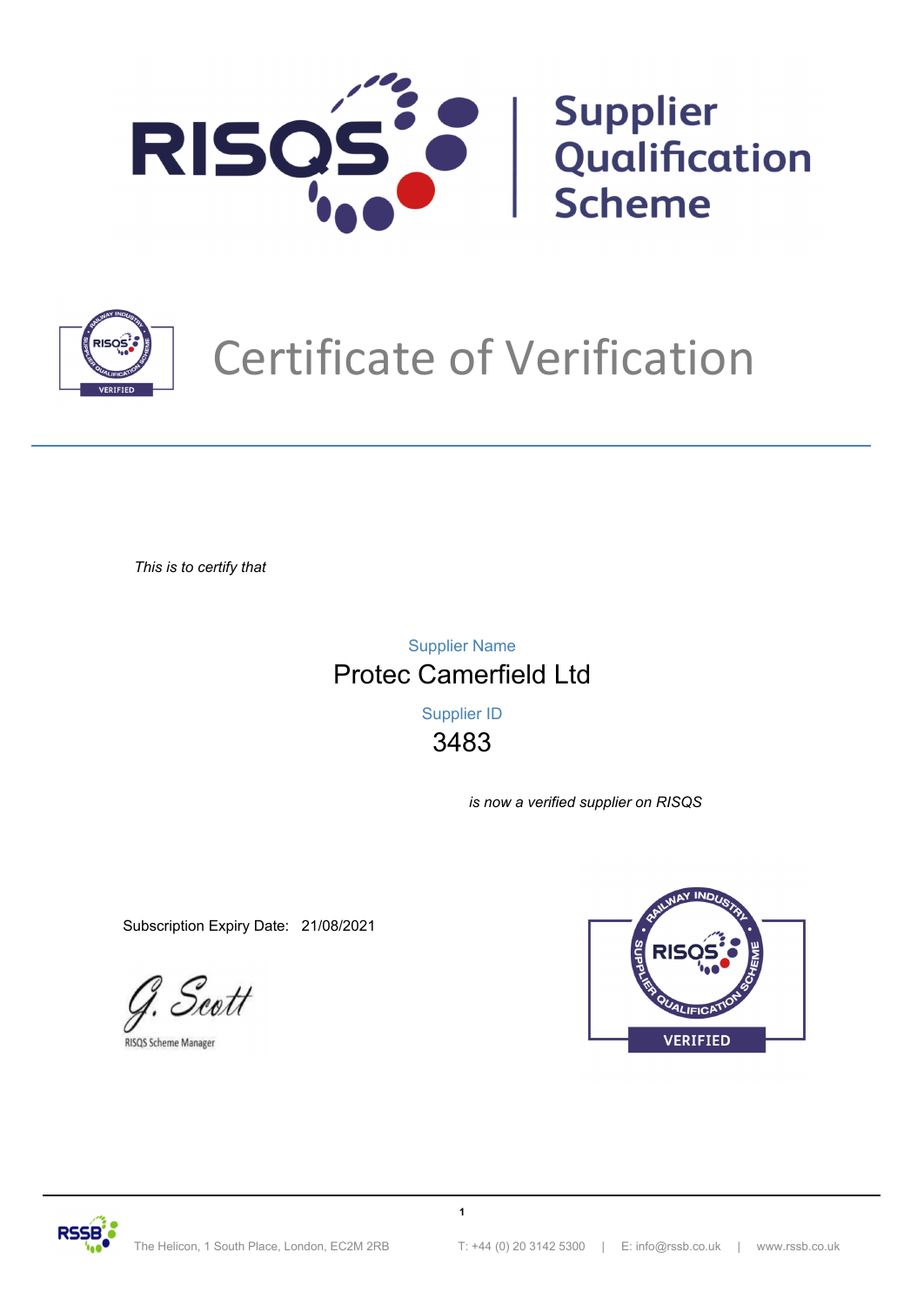# RISQS | Supplier Qualification Scheme

# Certificate of Verification

*This is to certify that*

Supplier Name

**Protec Camerfield Ltd**

Supplier ID

**3483**

*is now a verified supplier on RISQS*

Subscription Expiry Date: 21/08/2021

G. Scott

RISQS Scheme Manager

The Helicon, 1 South Place, London, EC2M 2RB | T: +44 (0) 20 3142 5300 | E: info@rssb.co.uk | www.rssb.co.uk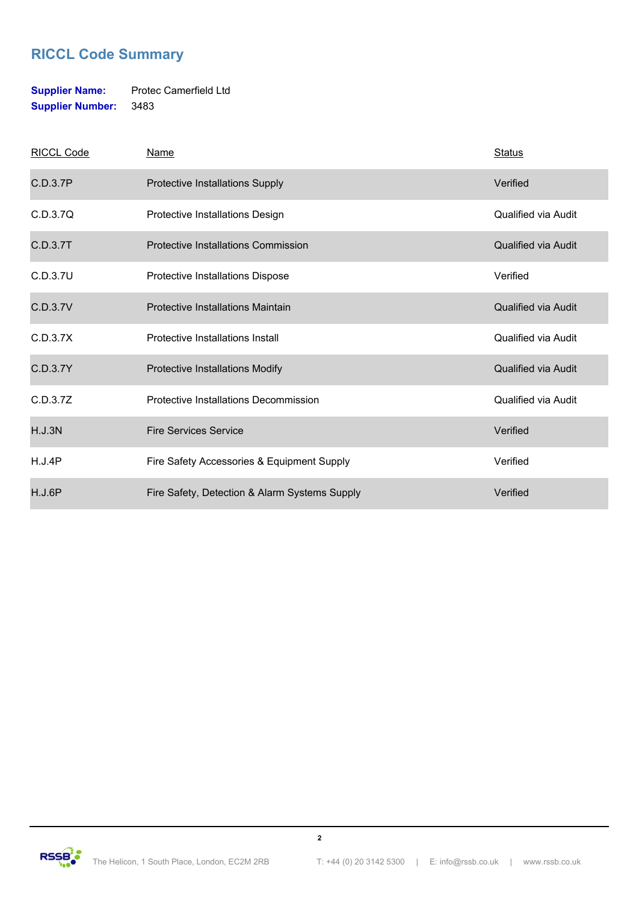## RICCL Code Summary

**Supplier Name:** Protec Camerfield Ltd
**Supplier Number:** 3483

| RICCL Code | Name | Status |
|---|---|---|
| C.D.3.7P | Protective Installations Supply | Verified |
| C.D.3.7Q | Protective Installations Design | Qualified via Audit |
| C.D.3.7T | Protective Installations Commission | Qualified via Audit |
| C.D.3.7U | Protective Installations Dispose | Verified |
| C.D.3.7V | Protective Installations Maintain | Qualified via Audit |
| C.D.3.7X | Protective Installations Install | Qualified via Audit |
| C.D.3.7Y | Protective Installations Modify | Qualified via Audit |
| C.D.3.7Z | Protective Installations Decommission | Qualified via Audit |
| H.J.3N | Fire Services Service | Verified |
| H.J.4P | Fire Safety Accessories & Equipment Supply | Verified |
| H.J.6P | Fire Safety, Detection & Alarm Systems Supply | Verified |